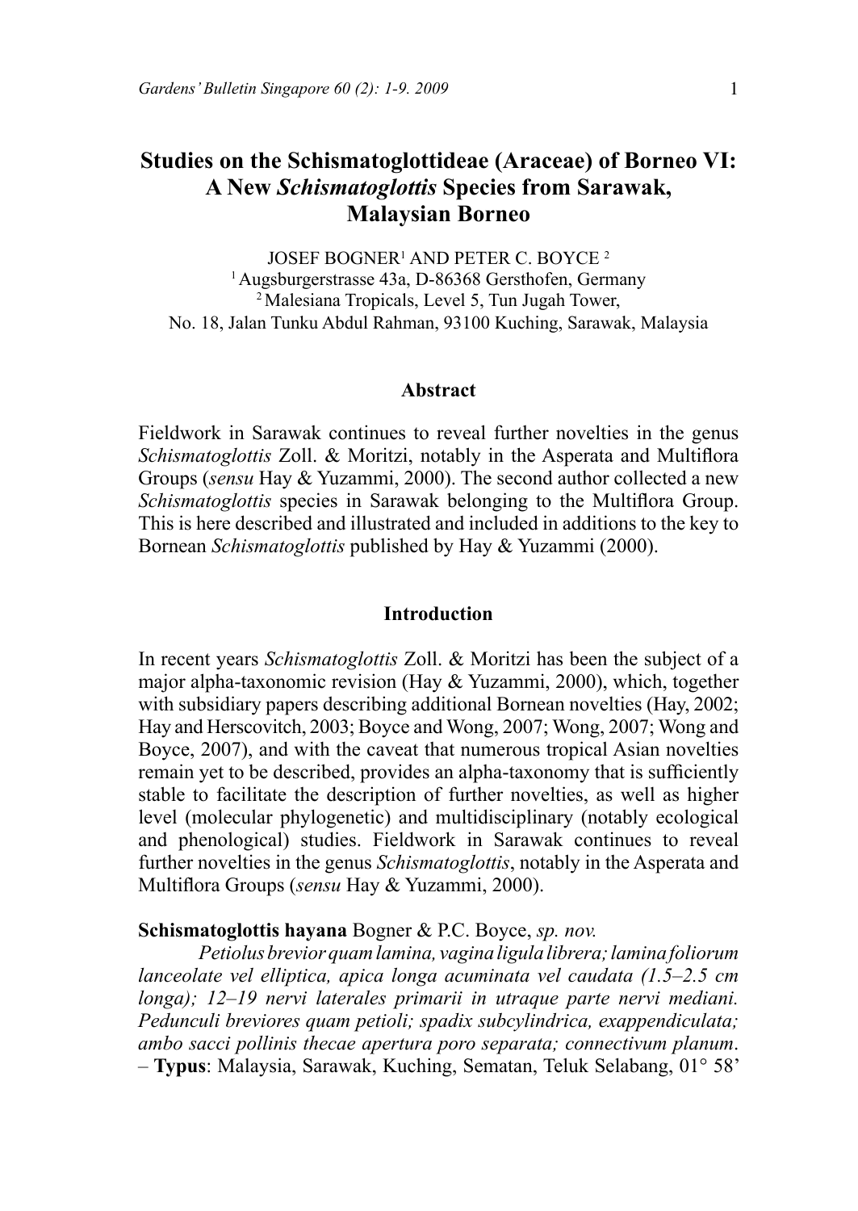# Studies on the Schismatoglottideae (Araceae) of Borneo VI: A New *Schismatoglottis* Species from Sarawak, Malaysian Borneo

JOSEF BOGNER[1] AND PETER C. BOYCE [2]

[1] Augsburgerstrasse 43a, D-86368 Gersthofen, Germany

[2] Malesiana Tropicals, Level 5, Tun Jugah Tower, No. 18, Jalan Tunku Abdul Rahman, 93100 Kuching, Sarawak, Malaysia

## Abstract

Fieldwork in Sarawak continues to reveal further novelties in the genus *Schismatoglottis* Zoll. & Moritzi, notably in the Asperata and Multiflora Groups (*sensu* Hay & Yuzammi, 2000). The second author collected a new *Schismatoglottis* species in Sarawak belonging to the Multiflora Group. This is here described and illustrated and included in additions to the key to Bornean *Schismatoglottis* published by Hay & Yuzammi (2000).

## Introduction

In recent years *Schismatoglottis* Zoll. & Moritzi has been the subject of a major alpha-taxonomic revision (Hay & Yuzammi, 2000), which, together with subsidiary papers describing additional Bornean novelties (Hay, 2002; Hay and Herscovitch, 2003; Boyce and Wong, 2007; Wong, 2007; Wong and Boyce, 2007), and with the caveat that numerous tropical Asian novelties remain yet to be described, provides an alpha-taxonomy that is sufficiently stable to facilitate the description of further novelties, as well as higher level (molecular phylogenetic) and multidisciplinary (notably ecological and phenological) studies. Fieldwork in Sarawak continues to reveal further novelties in the genus *Schismatoglottis*, notably in the Asperata and Multiflora Groups (*sensu* Hay & Yuzammi, 2000).

**Schismatoglottis hayana** Bogner & P.C. Boyce, *sp. nov.*

*Petiolus brevior quam lamina, vagina ligula librera; lamina foliorum lanceolate vel elliptica, apica longa acuminata vel caudata (1.5–2.5 cm longa); 12–19 nervi laterales primarii in utraque parte nervi mediani. Pedunculi breviores quam petioli; spadix subcylindrica, exappendiculata; ambo sacci pollinis thecae apertura poro separata; connectivum planum*. – **Typus**: Malaysia, Sarawak, Kuching, Sematan, Teluk Selabang, 01° 58'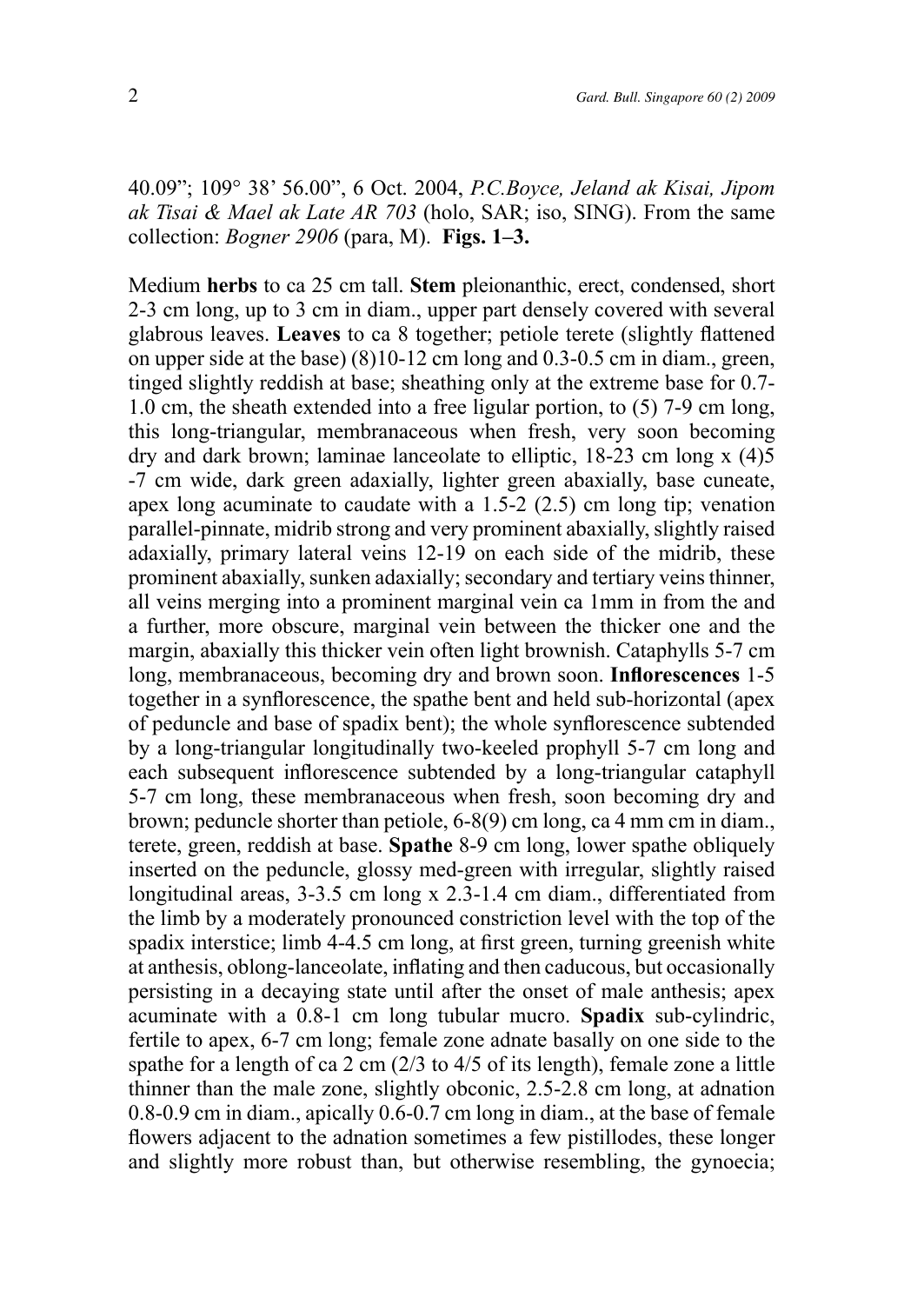40.09"; 109° 38' 56.00", 6 Oct. 2004, *P.C.Boyce, Jeland ak Kisai, Jipom ak Tisai & Mael ak Late AR 703* (holo, SAR; iso, SING). From the same collection: *Bogner 2906* (para, M). **Figs. 1–3.**

Medium **herbs** to ca 25 cm tall. **Stem** pleionanthic, erect, condensed, short 2-3 cm long, up to 3 cm in diam., upper part densely covered with several glabrous leaves. **Leaves** to ca 8 together; petiole terete (slightly flattened on upper side at the base) (8)10-12 cm long and 0.3-0.5 cm in diam., green, tinged slightly reddish at base; sheathing only at the extreme base for 0.7-1.0 cm, the sheath extended into a free ligular portion, to (5) 7-9 cm long, this long-triangular, membranaceous when fresh, very soon becoming dry and dark brown; laminae lanceolate to elliptic, 18-23 cm long x (4)5 -7 cm wide, dark green adaxially, lighter green abaxially, base cuneate, apex long acuminate to caudate with a 1.5-2 (2.5) cm long tip; venation parallel-pinnate, midrib strong and very prominent abaxially, slightly raised adaxially, primary lateral veins 12-19 on each side of the midrib, these prominent abaxially, sunken adaxially; secondary and tertiary veins thinner, all veins merging into a prominent marginal vein ca 1mm in from the and a further, more obscure, marginal vein between the thicker one and the margin, abaxially this thicker vein often light brownish. Cataphylls 5-7 cm long, membranaceous, becoming dry and brown soon. **Inflorescences** 1-5 together in a synflorescence, the spathe bent and held sub-horizontal (apex of peduncle and base of spadix bent); the whole synflorescence subtended by a long-triangular longitudinally two-keeled prophyll 5-7 cm long and each subsequent inflorescence subtended by a long-triangular cataphyll 5-7 cm long, these membranaceous when fresh, soon becoming dry and brown; peduncle shorter than petiole, 6-8(9) cm long, ca 4 mm cm in diam., terete, green, reddish at base. **Spathe** 8-9 cm long, lower spathe obliquely inserted on the peduncle, glossy med-green with irregular, slightly raised longitudinal areas, 3-3.5 cm long x 2.3-1.4 cm diam., differentiated from the limb by a moderately pronounced constriction level with the top of the spadix interstice; limb 4-4.5 cm long, at first green, turning greenish white at anthesis, oblong-lanceolate, inflating and then caducous, but occasionally persisting in a decaying state until after the onset of male anthesis; apex acuminate with a 0.8-1 cm long tubular mucro. **Spadix** sub-cylindric, fertile to apex, 6-7 cm long; female zone adnate basally on one side to the spathe for a length of ca 2 cm (2/3 to 4/5 of its length), female zone a little thinner than the male zone, slightly obconic, 2.5-2.8 cm long, at adnation 0.8-0.9 cm in diam., apically 0.6-0.7 cm long in diam., at the base of female flowers adjacent to the adnation sometimes a few pistillodes, these longer and slightly more robust than, but otherwise resembling, the gynoecia;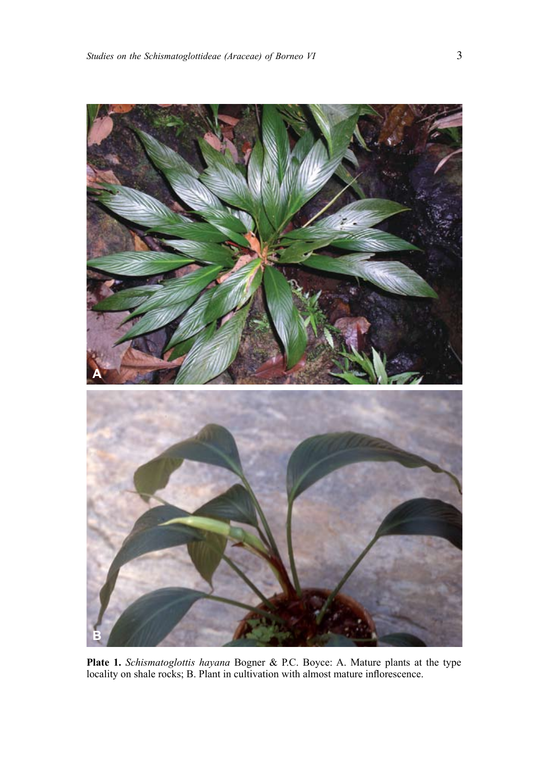**Plate 1.** *Schismatoglottis hayana* Bogner & P.C. Boyce: A. Mature plants at the type locality on shale rocks; B. Plant in cultivation with almost mature inflorescence.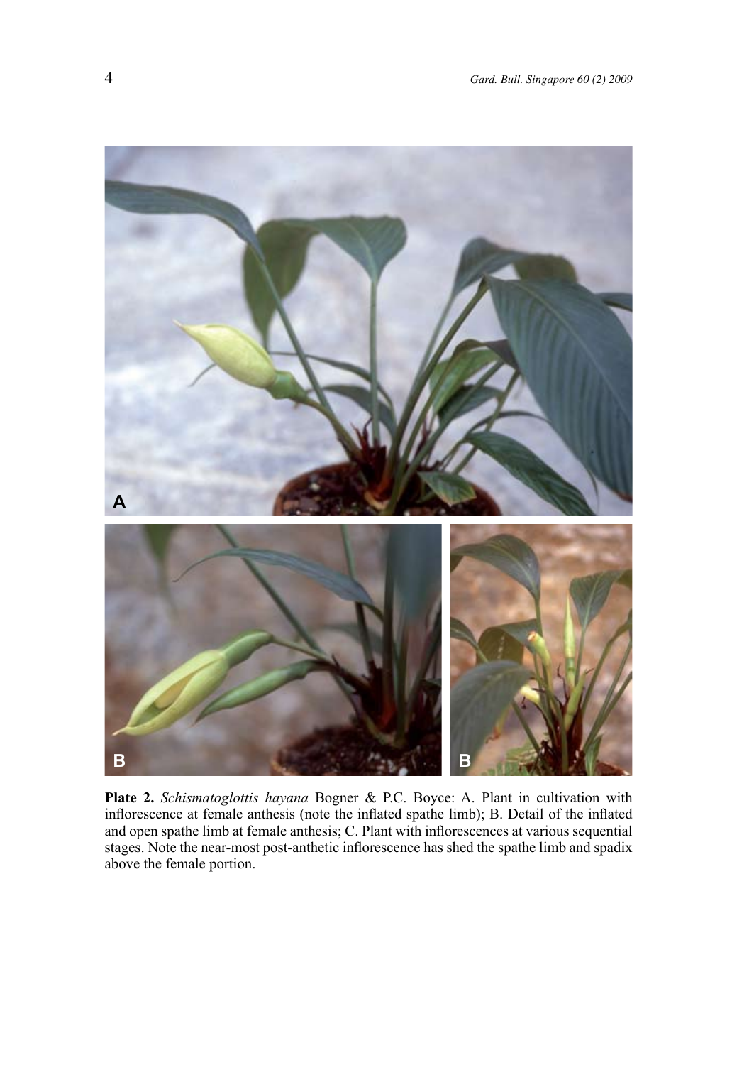**Plate 2.** *Schismatoglottis hayana* Bogner & P.C. Boyce: A. Plant in cultivation with inflorescence at female anthesis (note the inflated spathe limb); B. Detail of the inflated and open spathe limb at female anthesis; C. Plant with inflorescences at various sequential stages. Note the near-most post-anthetic inflorescence has shed the spathe limb and spadix above the female portion.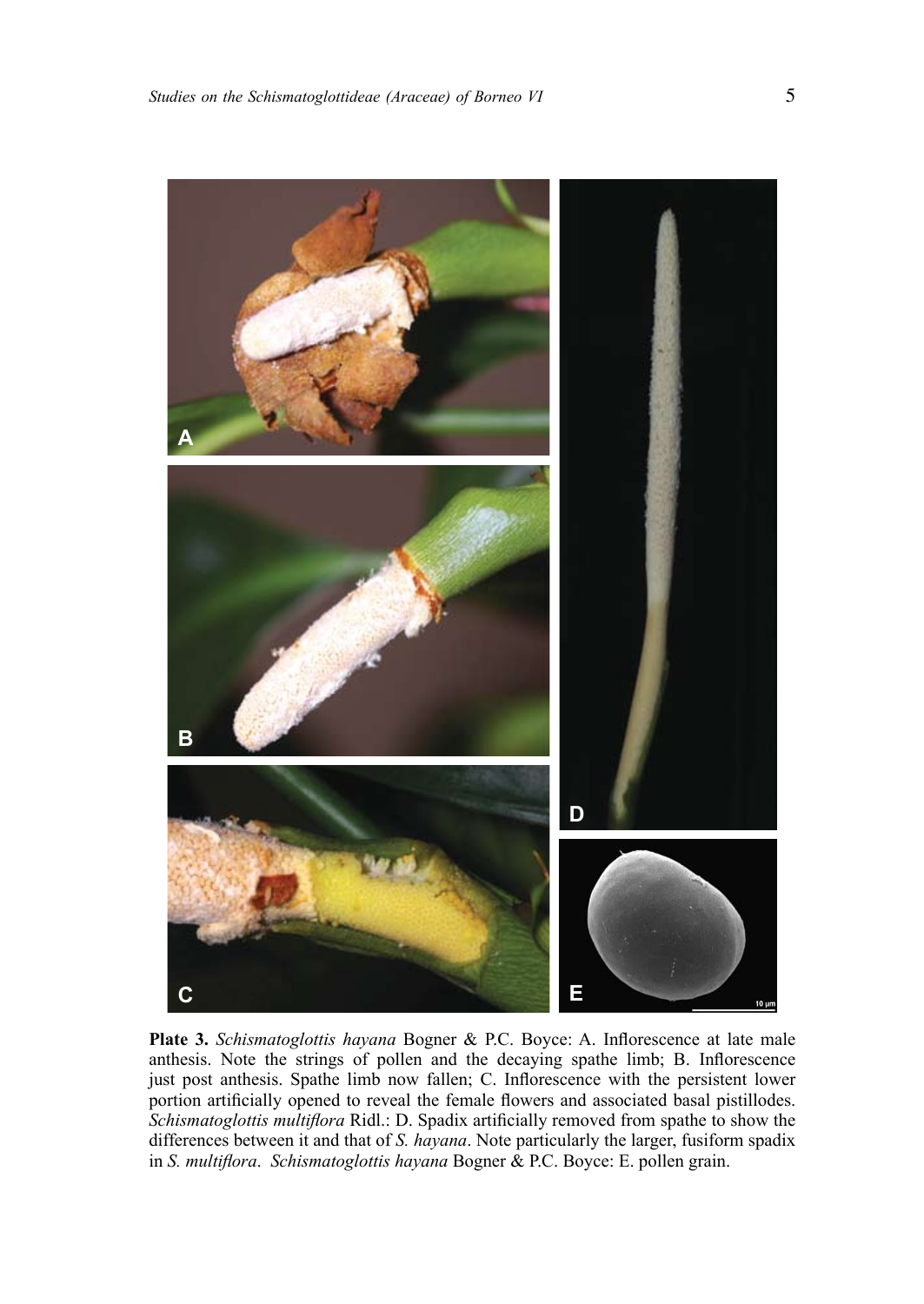**Plate 3.** *Schismatoglottis hayana* Bogner & P.C. Boyce: A. Inflorescence at late male anthesis. Note the strings of pollen and the decaying spathe limb; B. Inflorescence just post anthesis. Spathe limb now fallen; C. Inflorescence with the persistent lower portion artificially opened to reveal the female flowers and associated basal pistillodes. *Schismatoglottis multiflora* Ridl.: D. Spadix artificially removed from spathe to show the differences between it and that of *S. hayana*. Note particularly the larger, fusiform spadix in *S. multiflora*. *Schismatoglottis hayana* Bogner & P.C. Boyce: E. pollen grain.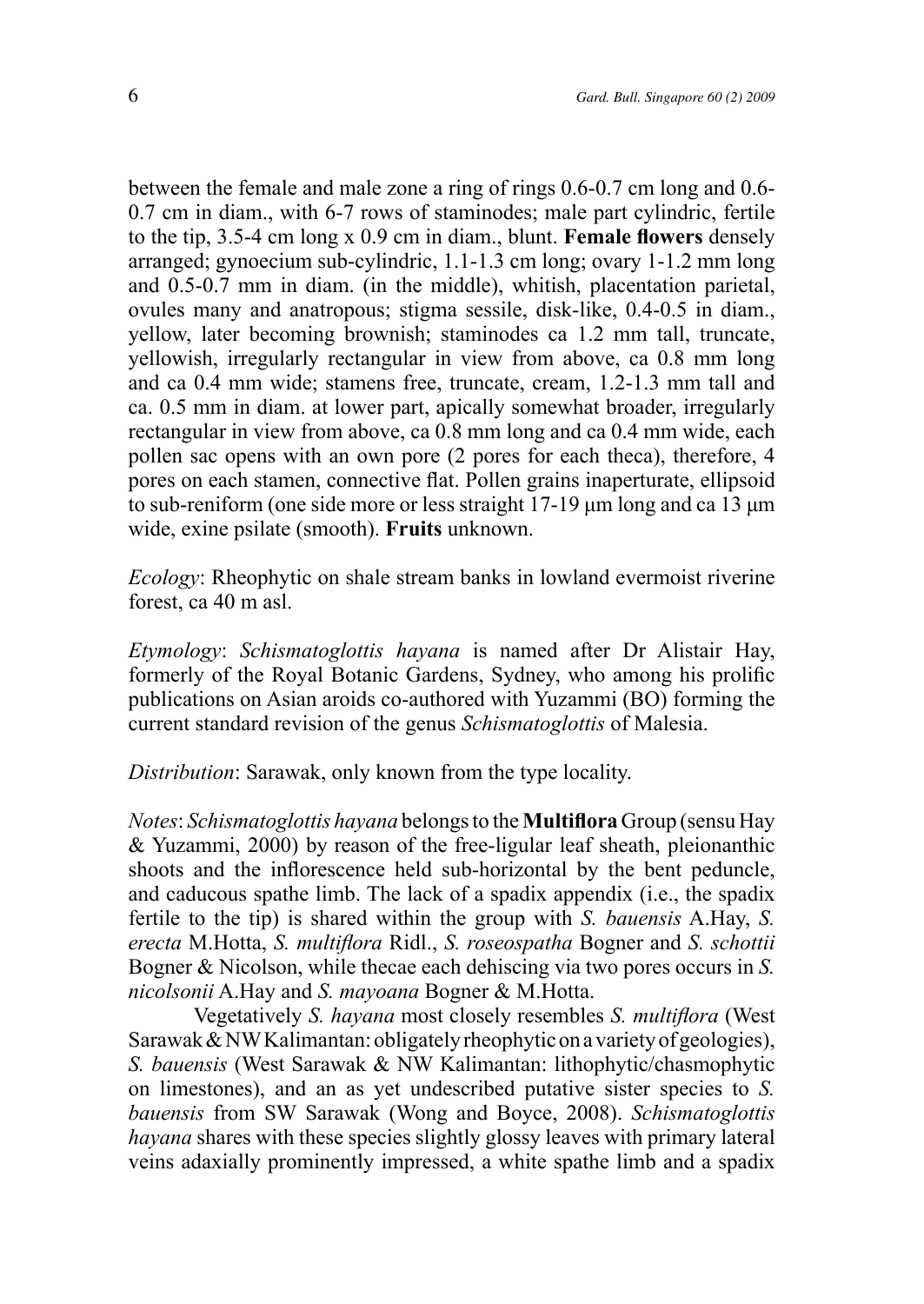between the female and male zone a ring of rings 0.6-0.7 cm long and 0.6-0.7 cm in diam., with 6-7 rows of staminodes; male part cylindric, fertile to the tip, 3.5-4 cm long x 0.9 cm in diam., blunt. **Female flowers** densely arranged; gynoecium sub-cylindric, 1.1-1.3 cm long; ovary 1-1.2 mm long and 0.5-0.7 mm in diam. (in the middle), whitish, placentation parietal, ovules many and anatropous; stigma sessile, disk-like, 0.4-0.5 in diam., yellow, later becoming brownish; staminodes ca 1.2 mm tall, truncate, yellowish, irregularly rectangular in view from above, ca 0.8 mm long and ca 0.4 mm wide; stamens free, truncate, cream, 1.2-1.3 mm tall and ca. 0.5 mm in diam. at lower part, apically somewhat broader, irregularly rectangular in view from above, ca 0.8 mm long and ca 0.4 mm wide, each pollen sac opens with an own pore (2 pores for each theca), therefore, 4 pores on each stamen, connective flat. Pollen grains inaperturate, ellipsoid to sub-reniform (one side more or less straight 17-19 μm long and ca 13 μm wide, exine psilate (smooth). **Fruits** unknown.

*Ecology*: Rheophytic on shale stream banks in lowland evermoist riverine forest, ca 40 m asl.

*Etymology*: *Schismatoglottis hayana* is named after Dr Alistair Hay, formerly of the Royal Botanic Gardens, Sydney, who among his prolific publications on Asian aroids co-authored with Yuzammi (BO) forming the current standard revision of the genus *Schismatoglottis* of Malesia.

*Distribution*: Sarawak, only known from the type locality.

*Notes*: *Schismatoglottis hayana* belongs to the **Multiflora** Group (sensu Hay & Yuzammi, 2000) by reason of the free-ligular leaf sheath, pleionanthic shoots and the inflorescence held sub-horizontal by the bent peduncle, and caducous spathe limb. The lack of a spadix appendix (i.e., the spadix fertile to the tip) is shared within the group with *S. bauensis* A.Hay, *S. erecta* M.Hotta, *S. multiflora* Ridl., *S. roseospatha* Bogner and *S. schottii* Bogner & Nicolson, while thecae each dehiscing via two pores occurs in *S. nicolsonii* A.Hay and *S. mayoana* Bogner & M.Hotta.

Vegetatively *S. hayana* most closely resembles *S. multiflora* (West Sarawak & NW Kalimantan: obligately rheophytic on a variety of geologies), *S. bauensis* (West Sarawak & NW Kalimantan: lithophytic/chasmophytic on limestones), and an as yet undescribed putative sister species to *S. bauensis* from SW Sarawak (Wong and Boyce, 2008). *Schismatoglottis hayana* shares with these species slightly glossy leaves with primary lateral veins adaxially prominently impressed, a white spathe limb and a spadix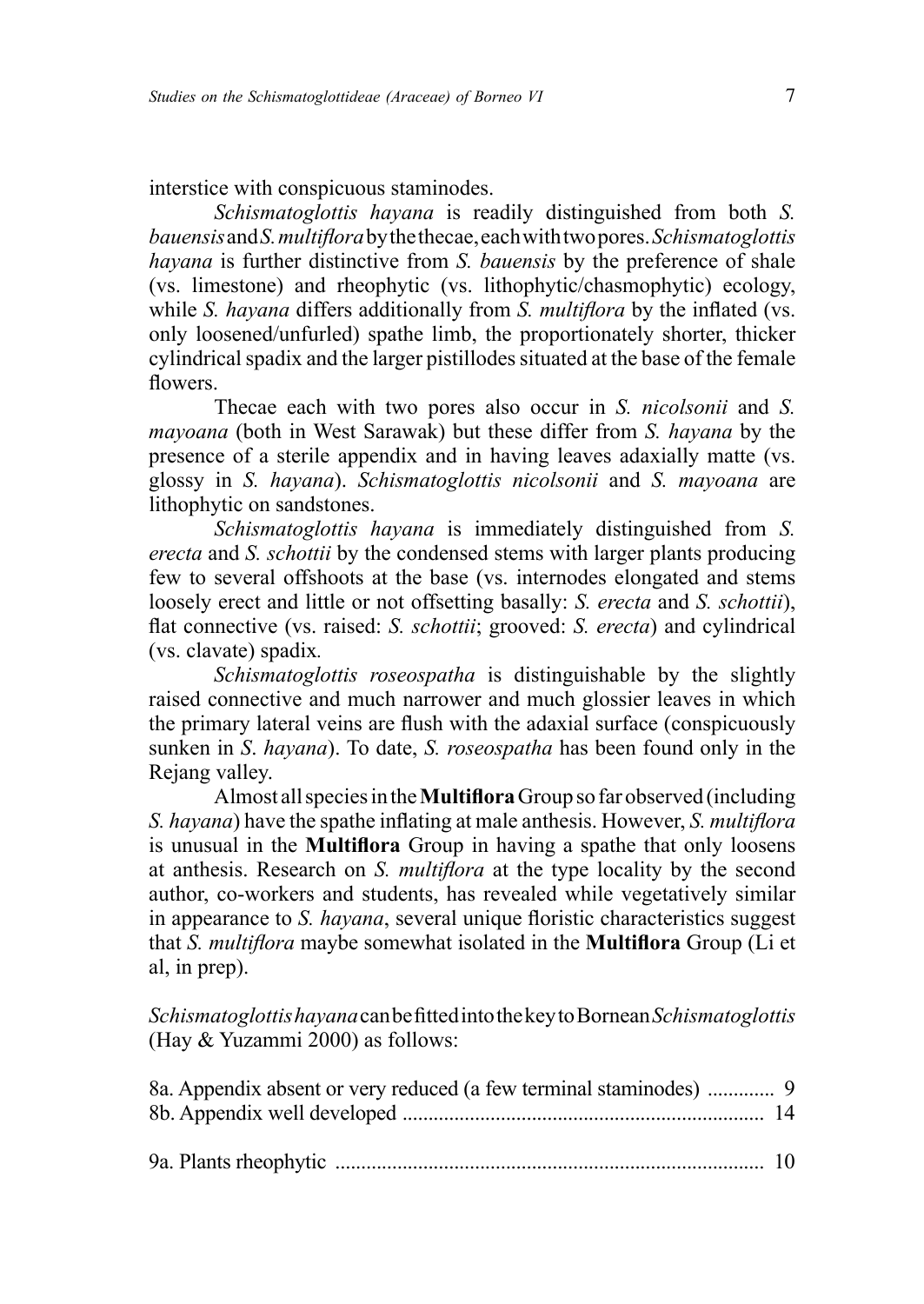interstice with conspicuous staminodes.

*Schismatoglottis hayana* is readily distinguished from both *S. bauensis* and *S. multiflora* by the thecae, each with two pores. *Schismatoglottis hayana* is further distinctive from *S. bauensis* by the preference of shale (vs. limestone) and rheophytic (vs. lithophytic/chasmophytic) ecology, while *S. hayana* differs additionally from *S. multiflora* by the inflated (vs. only loosened/unfurled) spathe limb, the proportionately shorter, thicker cylindrical spadix and the larger pistillodes situated at the base of the female flowers.

Thecae each with two pores also occur in *S. nicolsonii* and *S. mayoana* (both in West Sarawak) but these differ from *S. hayana* by the presence of a sterile appendix and in having leaves adaxially matte (vs. glossy in *S. hayana*). *Schismatoglottis nicolsonii* and *S. mayoana* are lithophytic on sandstones.

*Schismatoglottis hayana* is immediately distinguished from *S. erecta* and *S. schottii* by the condensed stems with larger plants producing few to several offshoots at the base (vs. internodes elongated and stems loosely erect and little or not offsetting basally: *S. erecta* and *S. schottii*), flat connective (vs. raised: *S. schottii*; grooved: *S. erecta*) and cylindrical (vs. clavate) spadix.

*Schismatoglottis roseospatha* is distinguishable by the slightly raised connective and much narrower and much glossier leaves in which the primary lateral veins are flush with the adaxial surface (conspicuously sunken in *S. hayana*). To date, *S. roseospatha* has been found only in the Rejang valley.

Almost all species in the **Multiflora** Group so far observed (including *S. hayana*) have the spathe inflating at male anthesis. However, *S. multiflora* is unusual in the **Multiflora** Group in having a spathe that only loosens at anthesis. Research on *S. multiflora* at the type locality by the second author, co-workers and students, has revealed while vegetatively similar in appearance to *S. hayana*, several unique floristic characteristics suggest that *S. multiflora* maybe somewhat isolated in the **Multiflora** Group (Li et al, in prep).

*Schismatoglottis hayana* can be fitted into the key to Bornean *Schismatoglottis* (Hay & Yuzammi 2000) as follows:

8a. Appendix absent or very reduced (a few terminal staminodes) ............. 9  
8b. Appendix well developed ..................................................................... 14

9a. Plants rheophytic .................................................................................. 10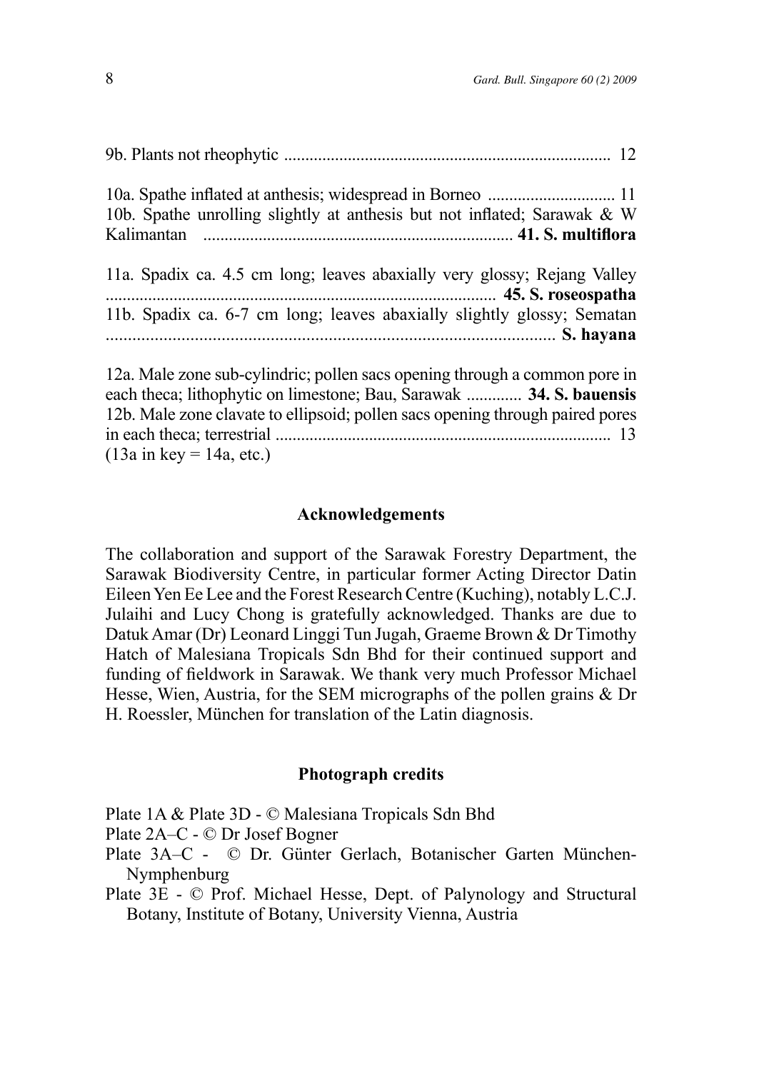9b. Plants not rheophytic ............................................................................. 12

10a. Spathe inflated at anthesis; widespread in Borneo .............................. 11
10b. Spathe unrolling slightly at anthesis but not inflated; Sarawak & W Kalimantan ......................................................................... **41. S. multiflora**

11a. Spadix ca. 4.5 cm long; leaves abaxially very glossy; Rejang Valley ............................................................................................. **45. S. roseospatha**
11b. Spadix ca. 6-7 cm long; leaves abaxially slightly glossy; Sematan ........................................................................................................ **S. hayana**

12a. Male zone sub-cylindric; pollen sacs opening through a common pore in each theca; lithophytic on limestone; Bau, Sarawak ............. **34. S. bauensis**
12b. Male zone clavate to ellipsoid; pollen sacs opening through paired pores in each theca; terrestrial ............................................................................... 13
(13a in key = 14a, etc.)

## Acknowledgements

The collaboration and support of the Sarawak Forestry Department, the Sarawak Biodiversity Centre, in particular former Acting Director Datin Eileen Yen Ee Lee and the Forest Research Centre (Kuching), notably L.C.J. Julaihi and Lucy Chong is gratefully acknowledged. Thanks are due to Datuk Amar (Dr) Leonard Linggi Tun Jugah, Graeme Brown & Dr Timothy Hatch of Malesiana Tropicals Sdn Bhd for their continued support and funding of fieldwork in Sarawak. We thank very much Professor Michael Hesse, Wien, Austria, for the SEM micrographs of the pollen grains & Dr H. Roessler, München for translation of the Latin diagnosis.

## Photograph credits

Plate 1A & Plate 3D - © Malesiana Tropicals Sdn Bhd
Plate 2A–C - © Dr Josef Bogner
Plate 3A–C - © Dr. Günter Gerlach, Botanischer Garten München-Nymphenburg
Plate 3E - © Prof. Michael Hesse, Dept. of Palynology and Structural Botany, Institute of Botany, University Vienna, Austria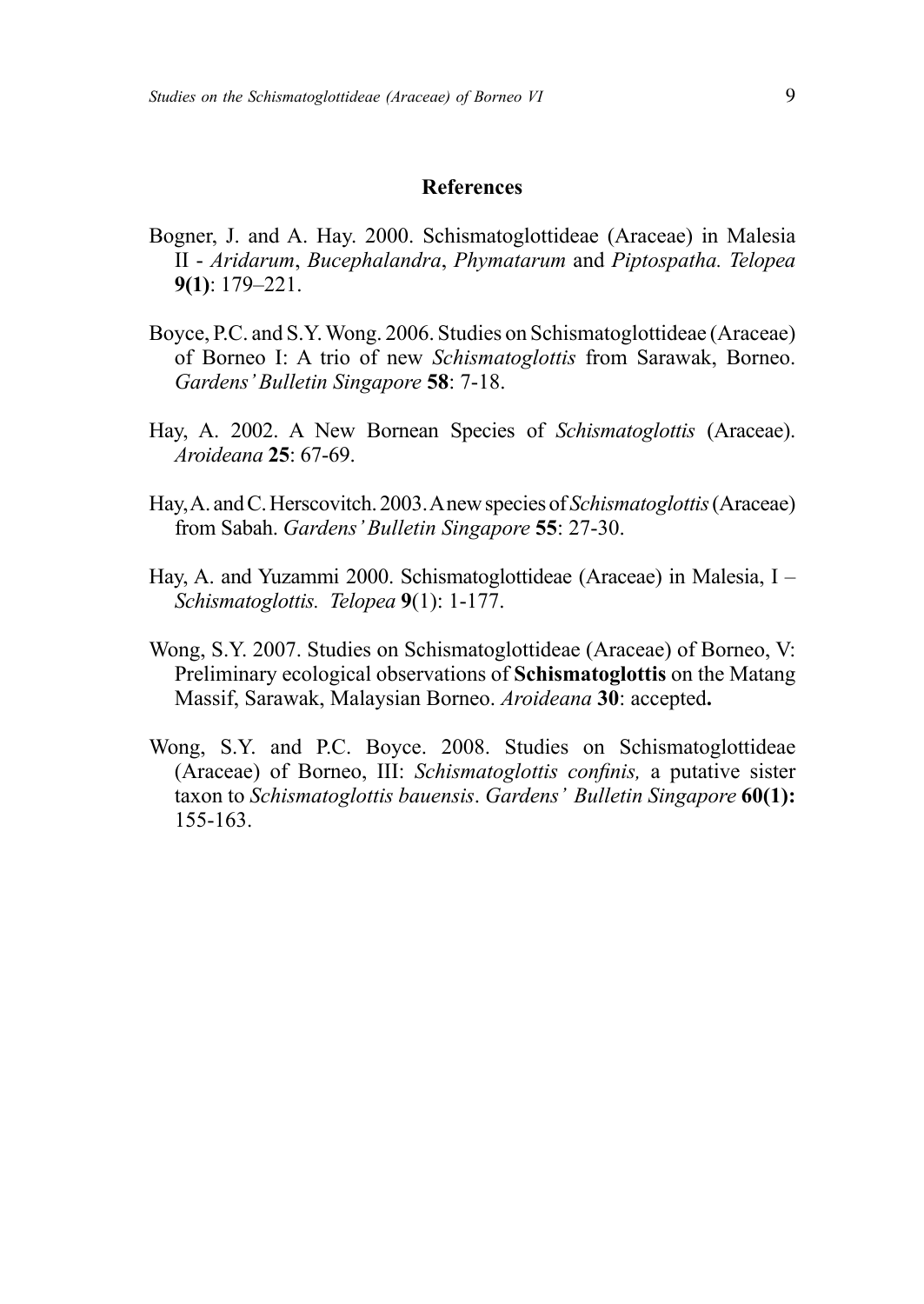## References

Bogner, J. and A. Hay. 2000. Schismatoglottideae (Araceae) in Malesia II - *Aridarum*, *Bucephalandra*, *Phymatarum* and *Piptospatha*. *Telopea* **9(1)**: 179–221.

Boyce, P.C. and S.Y. Wong. 2006. Studies on Schismatoglottideae (Araceae) of Borneo I: A trio of new *Schismatoglottis* from Sarawak, Borneo. *Gardens' Bulletin Singapore* **58**: 7-18.

Hay, A. 2002. A New Bornean Species of *Schismatoglottis* (Araceae). *Aroideana* **25**: 67-69.

Hay, A. and C. Herscovitch. 2003. A new species of *Schismatoglottis* (Araceae) from Sabah. *Gardens' Bulletin Singapore* **55**: 27-30.

Hay, A. and Yuzammi 2000. Schismatoglottideae (Araceae) in Malesia, I – *Schismatoglottis. Telopea* **9**(1): 1-177.

Wong, S.Y. 2007. Studies on Schismatoglottideae (Araceae) of Borneo, V: Preliminary ecological observations of **Schismatoglottis** on the Matang Massif, Sarawak, Malaysian Borneo. *Aroideana* **30**: accepted**.**

Wong, S.Y. and P.C. Boyce. 2008. Studies on Schismatoglottideae (Araceae) of Borneo, III: *Schismatoglottis confinis,* a putative sister taxon to *Schismatoglottis bauensis*. *Gardens' Bulletin Singapore* **60(1):** 155-163.